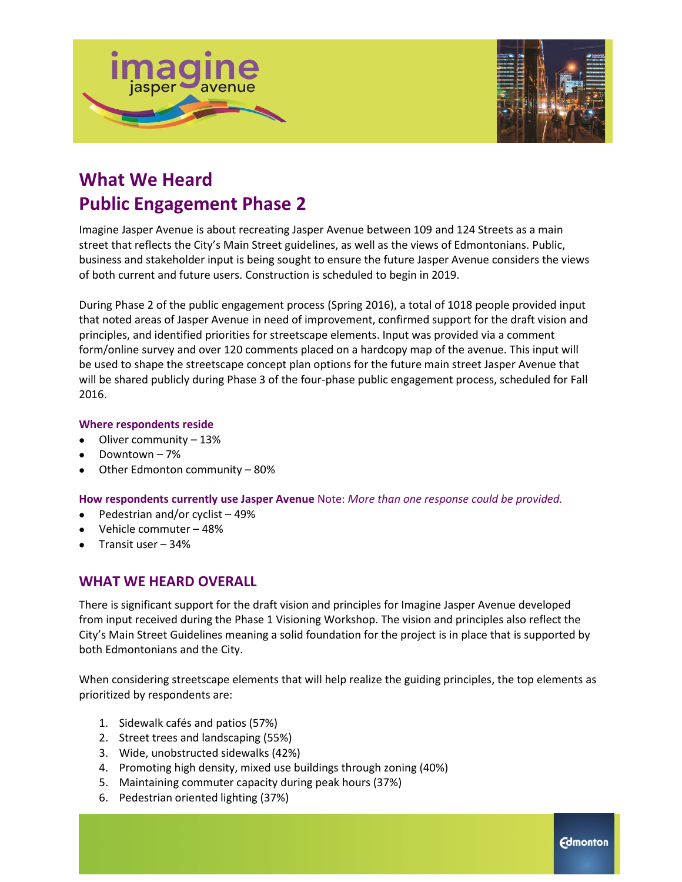# What We Heard
# Public Engagement Phase 2

Imagine Jasper Avenue is about recreating Jasper Avenue between 109 and 124 Streets as a main street that reflects the City's Main Street guidelines, as well as the views of Edmontonians. Public, business and stakeholder input is being sought to ensure the future Jasper Avenue considers the views of both current and future users. Construction is scheduled to begin in 2019.

During Phase 2 of the public engagement process (Spring 2016), a total of 1018 people provided input that noted areas of Jasper Avenue in need of improvement, confirmed support for the draft vision and principles, and identified priorities for streetscape elements. Input was provided via a comment form/online survey and over 120 comments placed on a hardcopy map of the avenue. This input will be used to shape the streetscape concept plan options for the future main street Jasper Avenue that will be shared publicly during Phase 3 of the four-phase public engagement process, scheduled for Fall 2016.

### Where respondents reside

- Oliver community – 13%
- Downtown – 7%
- Other Edmonton community – 80%

**How respondents currently use Jasper Avenue** Note: *More than one response could be provided.*

- Pedestrian and/or cyclist – 49%
- Vehicle commuter – 48%
- Transit user – 34%

## WHAT WE HEARD OVERALL

There is significant support for the draft vision and principles for Imagine Jasper Avenue developed from input received during the Phase 1 Visioning Workshop. The vision and principles also reflect the City's Main Street Guidelines meaning a solid foundation for the project is in place that is supported by both Edmontonians and the City.

When considering streetscape elements that will help realize the guiding principles, the top elements as prioritized by respondents are:

1. Sidewalk cafés and patios (57%)
2. Street trees and landscaping (55%)
3. Wide, unobstructed sidewalks (42%)
4. Promoting high density, mixed use buildings through zoning (40%)
5. Maintaining commuter capacity during peak hours (37%)
6. Pedestrian oriented lighting (37%)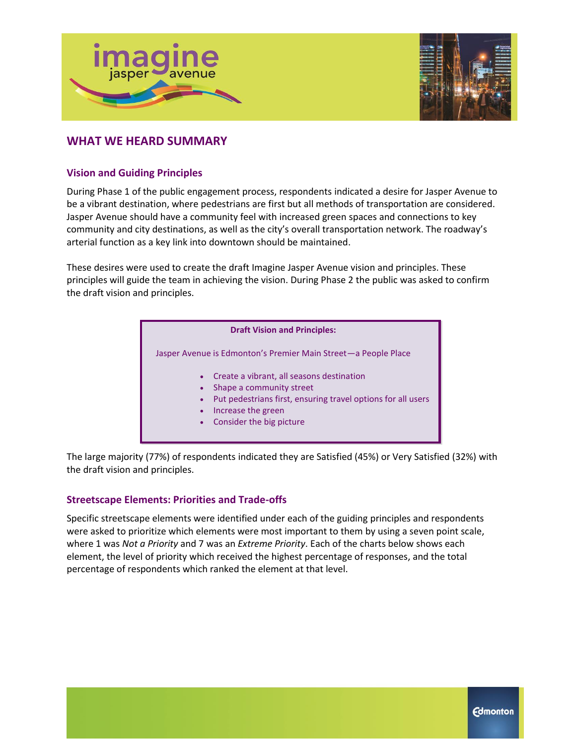# WHAT WE HEARD SUMMARY

## Vision and Guiding Principles

During Phase 1 of the public engagement process, respondents indicated a desire for Jasper Avenue to be a vibrant destination, where pedestrians are first but all methods of transportation are considered. Jasper Avenue should have a community feel with increased green spaces and connections to key community and city destinations, as well as the city's overall transportation network. The roadway's arterial function as a key link into downtown should be maintained.

These desires were used to create the draft Imagine Jasper Avenue vision and principles. These principles will guide the team in achieving the vision. During Phase 2 the public was asked to confirm the draft vision and principles.

**Draft Vision and Principles:**

Jasper Avenue is Edmonton's Premier Main Street—a People Place

- Create a vibrant, all seasons destination
- Shape a community street
- Put pedestrians first, ensuring travel options for all users
- Increase the green
- Consider the big picture

The large majority (77%) of respondents indicated they are Satisfied (45%) or Very Satisfied (32%) with the draft vision and principles.

## Streetscape Elements: Priorities and Trade-offs

Specific streetscape elements were identified under each of the guiding principles and respondents were asked to prioritize which elements were most important to them by using a seven point scale, where 1 was *Not a Priority* and 7 was an *Extreme Priority*. Each of the charts below shows each element, the level of priority which received the highest percentage of responses, and the total percentage of respondents which ranked the element at that level.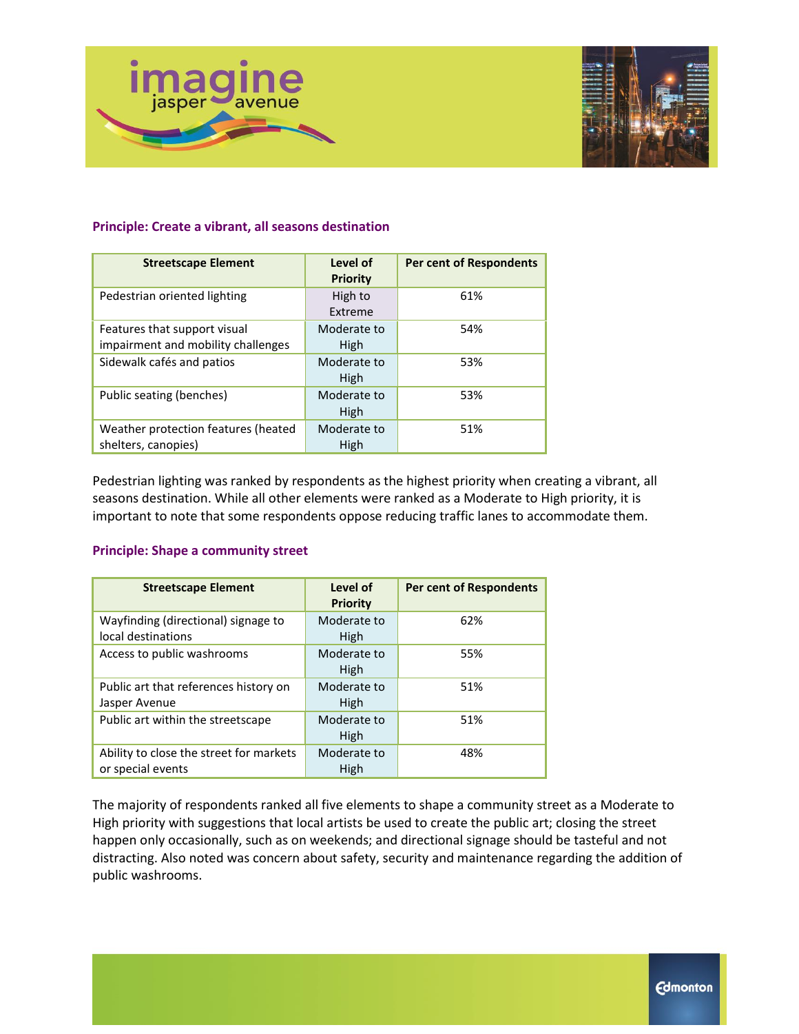### Principle: Create a vibrant, all seasons destination

| Streetscape Element | Level of Priority | Per cent of Respondents |
|---|---|---|
| Pedestrian oriented lighting | High to Extreme | 61% |
| Features that support visual impairment and mobility challenges | Moderate to High | 54% |
| Sidewalk cafés and patios | Moderate to High | 53% |
| Public seating (benches) | Moderate to High | 53% |
| Weather protection features (heated shelters, canopies) | Moderate to High | 51% |

Pedestrian lighting was ranked by respondents as the highest priority when creating a vibrant, all seasons destination. While all other elements were ranked as a Moderate to High priority, it is important to note that some respondents oppose reducing traffic lanes to accommodate them.

### Principle: Shape a community street

| Streetscape Element | Level of Priority | Per cent of Respondents |
|---|---|---|
| Wayfinding (directional) signage to local destinations | Moderate to High | 62% |
| Access to public washrooms | Moderate to High | 55% |
| Public art that references history on Jasper Avenue | Moderate to High | 51% |
| Public art within the streetscape | Moderate to High | 51% |
| Ability to close the street for markets or special events | Moderate to High | 48% |

The majority of respondents ranked all five elements to shape a community street as a Moderate to High priority with suggestions that local artists be used to create the public art; closing the street happen only occasionally, such as on weekends; and directional signage should be tasteful and not distracting. Also noted was concern about safety, security and maintenance regarding the addition of public washrooms.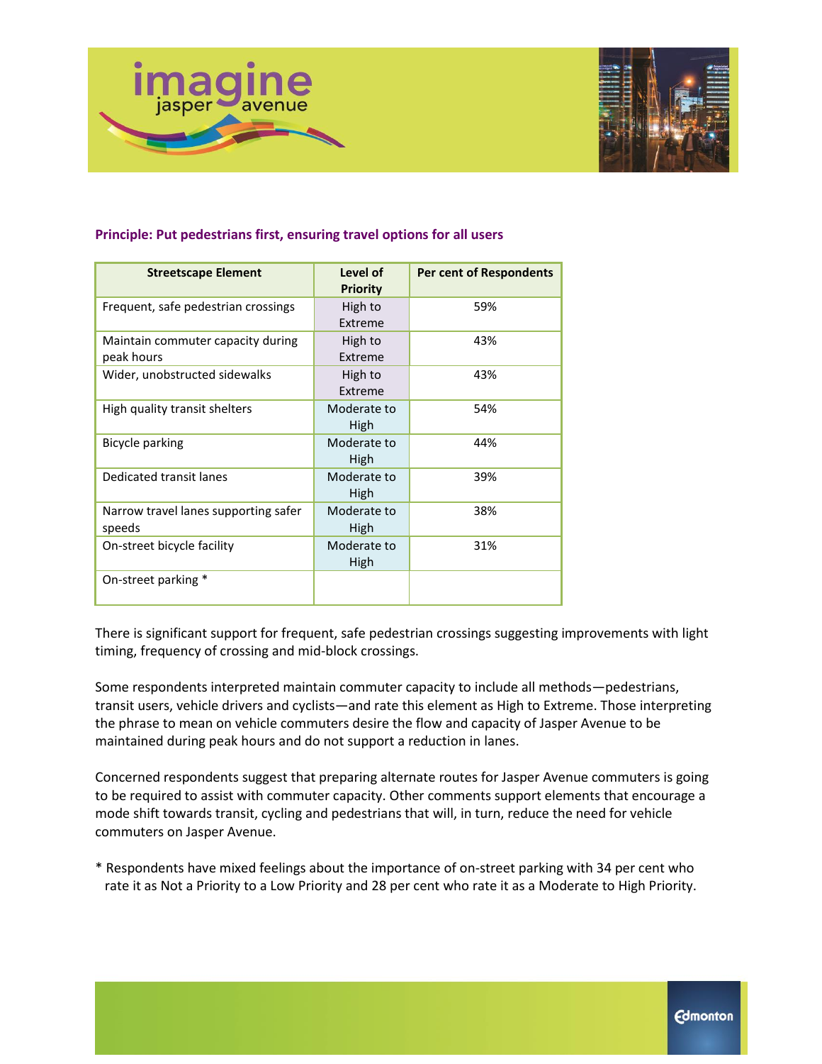**Principle: Put pedestrians first, ensuring travel options for all users**

| Streetscape Element | Level of Priority | Per cent of Respondents |
|---|---|---|
| Frequent, safe pedestrian crossings | High to Extreme | 59% |
| Maintain commuter capacity during peak hours | High to Extreme | 43% |
| Wider, unobstructed sidewalks | High to Extreme | 43% |
| High quality transit shelters | Moderate to High | 54% |
| Bicycle parking | Moderate to High | 44% |
| Dedicated transit lanes | Moderate to High | 39% |
| Narrow travel lanes supporting safer speeds | Moderate to High | 38% |
| On-street bicycle facility | Moderate to High | 31% |
| On-street parking * | | |

There is significant support for frequent, safe pedestrian crossings suggesting improvements with light timing, frequency of crossing and mid-block crossings.

Some respondents interpreted maintain commuter capacity to include all methods—pedestrians, transit users, vehicle drivers and cyclists—and rate this element as High to Extreme. Those interpreting the phrase to mean on vehicle commuters desire the flow and capacity of Jasper Avenue to be maintained during peak hours and do not support a reduction in lanes.

Concerned respondents suggest that preparing alternate routes for Jasper Avenue commuters is going to be required to assist with commuter capacity. Other comments support elements that encourage a mode shift towards transit, cycling and pedestrians that will, in turn, reduce the need for vehicle commuters on Jasper Avenue.

\* Respondents have mixed feelings about the importance of on-street parking with 34 per cent who rate it as Not a Priority to a Low Priority and 28 per cent who rate it as a Moderate to High Priority.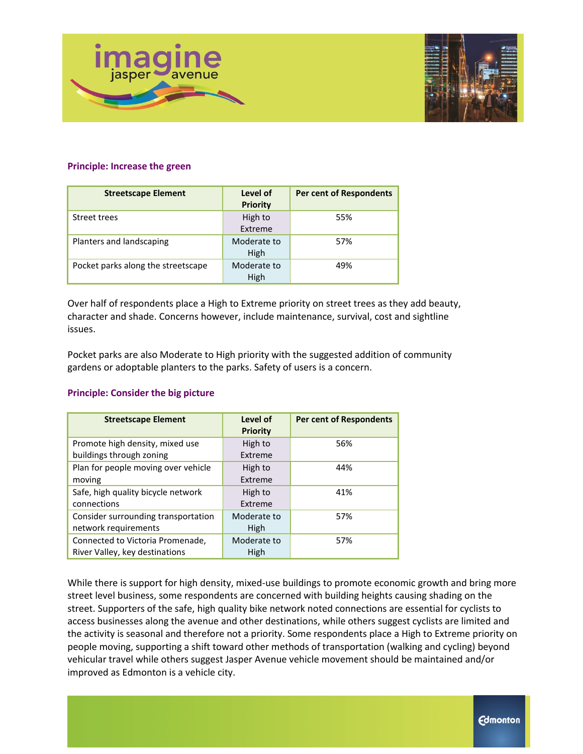**Principle: Increase the green**

| Streetscape Element | Level of Priority | Per cent of Respondents |
|---|---|---|
| Street trees | High to Extreme | 55% |
| Planters and landscaping | Moderate to High | 57% |
| Pocket parks along the streetscape | Moderate to High | 49% |

Over half of respondents place a High to Extreme priority on street trees as they add beauty, character and shade. Concerns however, include maintenance, survival, cost and sightline issues.

Pocket parks are also Moderate to High priority with the suggested addition of community gardens or adoptable planters to the parks. Safety of users is a concern.

**Principle: Consider the big picture**

| Streetscape Element | Level of Priority | Per cent of Respondents |
|---|---|---|
| Promote high density, mixed use buildings through zoning | High to Extreme | 56% |
| Plan for people moving over vehicle moving | High to Extreme | 44% |
| Safe, high quality bicycle network connections | High to Extreme | 41% |
| Consider surrounding transportation network requirements | Moderate to High | 57% |
| Connected to Victoria Promenade, River Valley, key destinations | Moderate to High | 57% |

While there is support for high density, mixed-use buildings to promote economic growth and bring more street level business, some respondents are concerned with building heights causing shading on the street. Supporters of the safe, high quality bike network noted connections are essential for cyclists to access businesses along the avenue and other destinations, while others suggest cyclists are limited and the activity is seasonal and therefore not a priority. Some respondents place a High to Extreme priority on people moving, supporting a shift toward other methods of transportation (walking and cycling) beyond vehicular travel while others suggest Jasper Avenue vehicle movement should be maintained and/or improved as Edmonton is a vehicle city.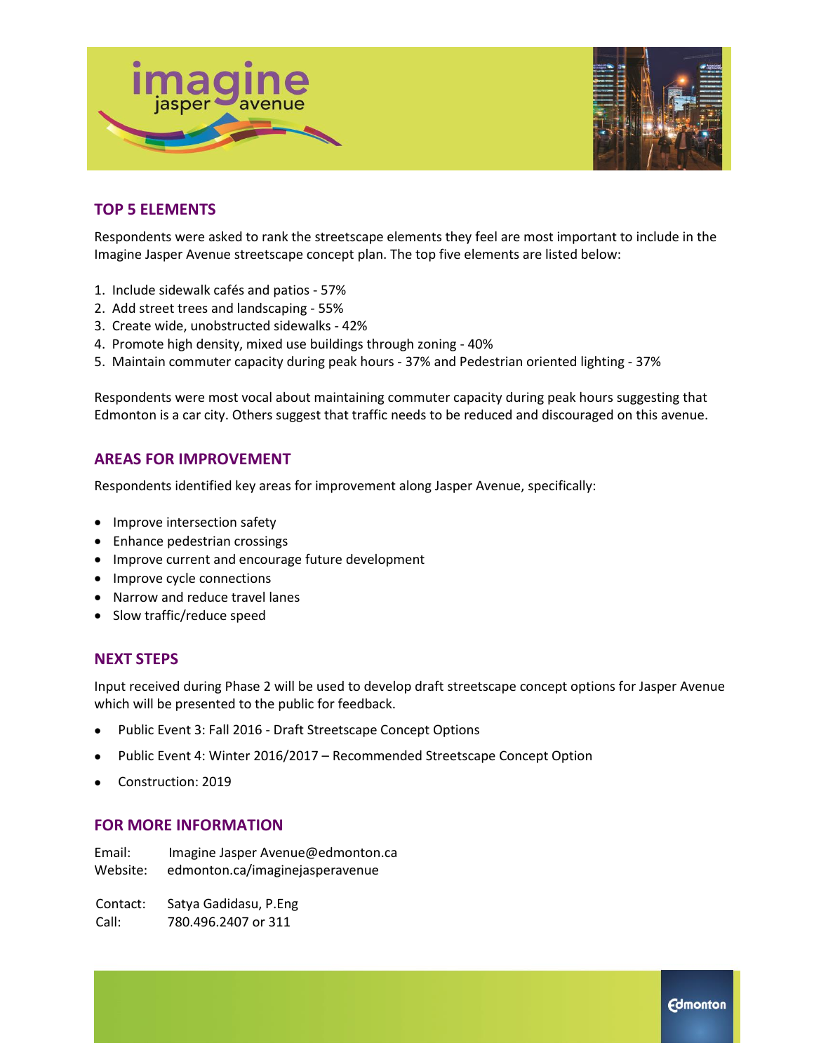## TOP 5 ELEMENTS

Respondents were asked to rank the streetscape elements they feel are most important to include in the Imagine Jasper Avenue streetscape concept plan. The top five elements are listed below:

1. Include sidewalk cafés and patios - 57%
2. Add street trees and landscaping - 55%
3. Create wide, unobstructed sidewalks - 42%
4. Promote high density, mixed use buildings through zoning - 40%
5. Maintain commuter capacity during peak hours - 37% and Pedestrian oriented lighting - 37%

Respondents were most vocal about maintaining commuter capacity during peak hours suggesting that Edmonton is a car city. Others suggest that traffic needs to be reduced and discouraged on this avenue.

## AREAS FOR IMPROVEMENT

Respondents identified key areas for improvement along Jasper Avenue, specifically:

- Improve intersection safety
- Enhance pedestrian crossings
- Improve current and encourage future development
- Improve cycle connections
- Narrow and reduce travel lanes
- Slow traffic/reduce speed

## NEXT STEPS

Input received during Phase 2 will be used to develop draft streetscape concept options for Jasper Avenue which will be presented to the public for feedback.

- Public Event 3: Fall 2016 - Draft Streetscape Concept Options
- Public Event 4: Winter 2016/2017 – Recommended Streetscape Concept Option
- Construction: 2019

## FOR MORE INFORMATION

Email: Imagine Jasper Avenue@edmonton.ca
Website: edmonton.ca/imaginejasperavenue

Contact: Satya Gadidasu, P.Eng
Call: 780.496.2407 or 311